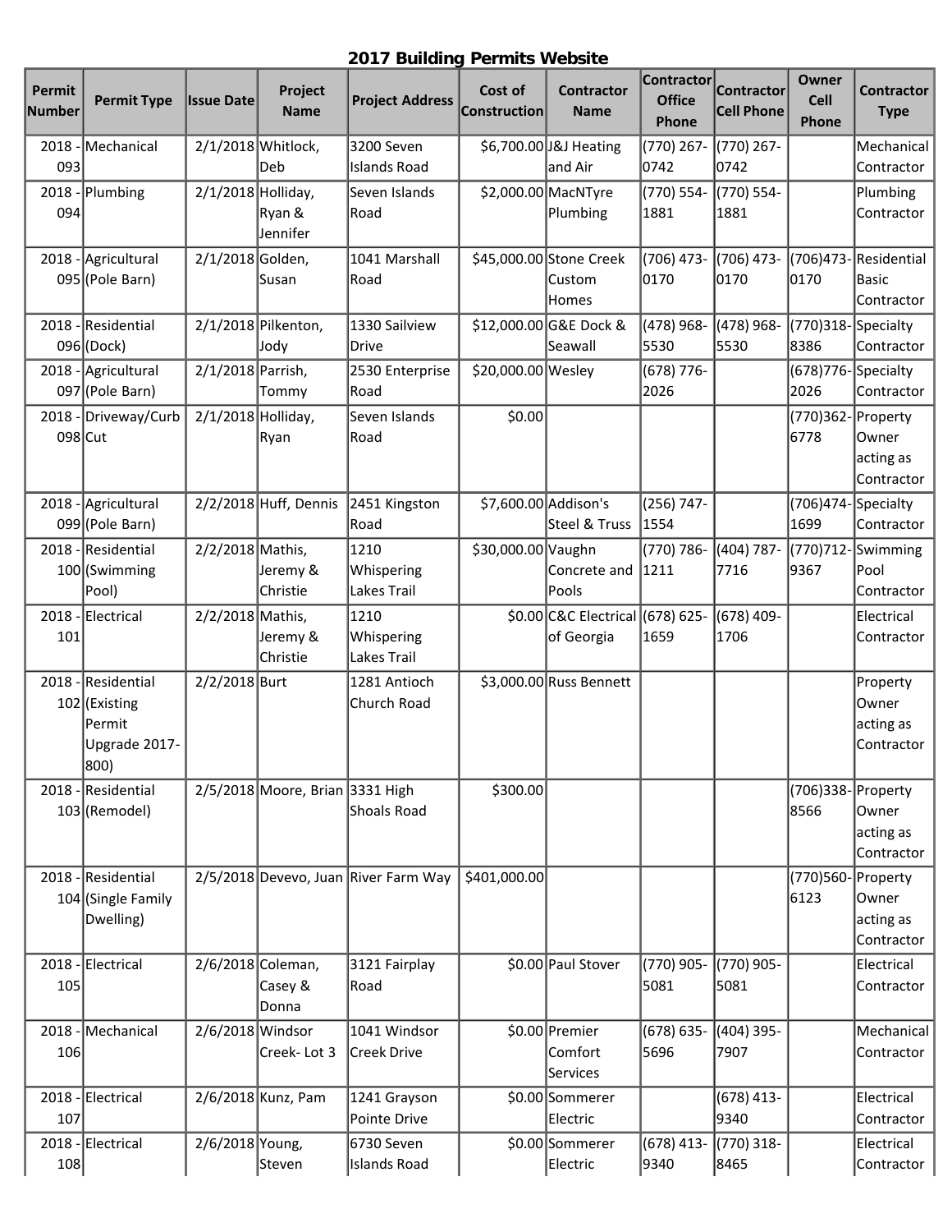# 2017 Building Permits Website

| Permit Number | Permit Type | Issue Date | Project Name | Project Address | Cost of Construction | Contractor Name | Contractor Office Phone | Contractor Cell Phone | Owner Cell Phone | Contractor Type |
|---|---|---|---|---|---|---|---|---|---|---|
| 2018 - 093 | Mechanical | 2/1/2018 | Whitlock, Deb | 3200 Seven Islands Road | $6,700.00 | J&J Heating and Air | (770) 267-0742 | (770) 267-0742 | | Mechanical Contractor |
| 2018 - 094 | Plumbing | 2/1/2018 | Holliday, Ryan & Jennifer | Seven Islands Road | $2,000.00 | MacNTyre Plumbing | (770) 554-1881 | (770) 554-1881 | | Plumbing Contractor |
| 2018 - 095 | Agricultural (Pole Barn) | 2/1/2018 | Golden, Susan | 1041 Marshall Road | $45,000.00 | Stone Creek Custom Homes | (706) 473-0170 | (706) 473-0170 | (706)473-0170 | Residential Basic Contractor |
| 2018 - 096 | Residential (Dock) | 2/1/2018 | Pilkenton, Jody | 1330 Sailview Drive | $12,000.00 | G&E Dock & Seawall | (478) 968-5530 | (478) 968-5530 | (770)318-8386 | Specialty Contractor |
| 2018 - 097 | Agricultural (Pole Barn) | 2/1/2018 | Parrish, Tommy | 2530 Enterprise Road | $20,000.00 | Wesley | (678) 776-2026 | | (678)776-2026 | Specialty Contractor |
| 2018 - 098 | Driveway/Curb Cut | 2/1/2018 | Holliday, Ryan | Seven Islands Road | $0.00 | | | | (770)362-6778 | Property Owner acting as Contractor |
| 2018 - 099 | Agricultural (Pole Barn) | 2/2/2018 | Huff, Dennis | 2451 Kingston Road | $7,600.00 | Addison's Steel & Truss | (256) 747-1554 | | (706)474-1699 | Specialty Contractor |
| 2018 - 100 | Residential (Swimming Pool) | 2/2/2018 | Mathis, Jeremy & Christie | 1210 Whispering Lakes Trail | $30,000.00 | Vaughn Concrete and Pools | (770) 786-1211 | (404) 787-7716 | (770)712-9367 | Swimming Pool Contractor |
| 2018 - 101 | Electrical | 2/2/2018 | Mathis, Jeremy & Christie | 1210 Whispering Lakes Trail | $0.00 | C&C Electrical of Georgia | (678) 625-1659 | (678) 409-1706 | | Electrical Contractor |
| 2018 - 102 | Residential (Existing Permit Upgrade 2017-800) | 2/2/2018 | Burt | 1281 Antioch Church Road | $3,000.00 | Russ Bennett | | | | Property Owner acting as Contractor |
| 2018 - 103 | Residential (Remodel) | 2/5/2018 | Moore, Brian | 3331 High Shoals Road | $300.00 | | | | (706)338-8566 | Property Owner acting as Contractor |
| 2018 - 104 | Residential (Single Family Dwelling) | 2/5/2018 | Devevo, Juan | River Farm Way | $401,000.00 | | | | (770)560-6123 | Property Owner acting as Contractor |
| 2018 - 105 | Electrical | 2/6/2018 | Coleman, Casey & Donna | 3121 Fairplay Road | $0.00 | Paul Stover | (770) 905-5081 | (770) 905-5081 | | Electrical Contractor |
| 2018 - 106 | Mechanical | 2/6/2018 | Windsor Creek- Lot 3 | 1041 Windsor Creek Drive | $0.00 | Premier Comfort Services | (678) 635-5696 | (404) 395-7907 | | Mechanical Contractor |
| 2018 - 107 | Electrical | 2/6/2018 | Kunz, Pam | 1241 Grayson Pointe Drive | $0.00 | Sommerer Electric | | (678) 413-9340 | | Electrical Contractor |
| 2018 - 108 | Electrical | 2/6/2018 | Young, Steven | 6730 Seven Islands Road | $0.00 | Sommerer Electric | (678) 413-9340 | (770) 318-8465 | | Electrical Contractor |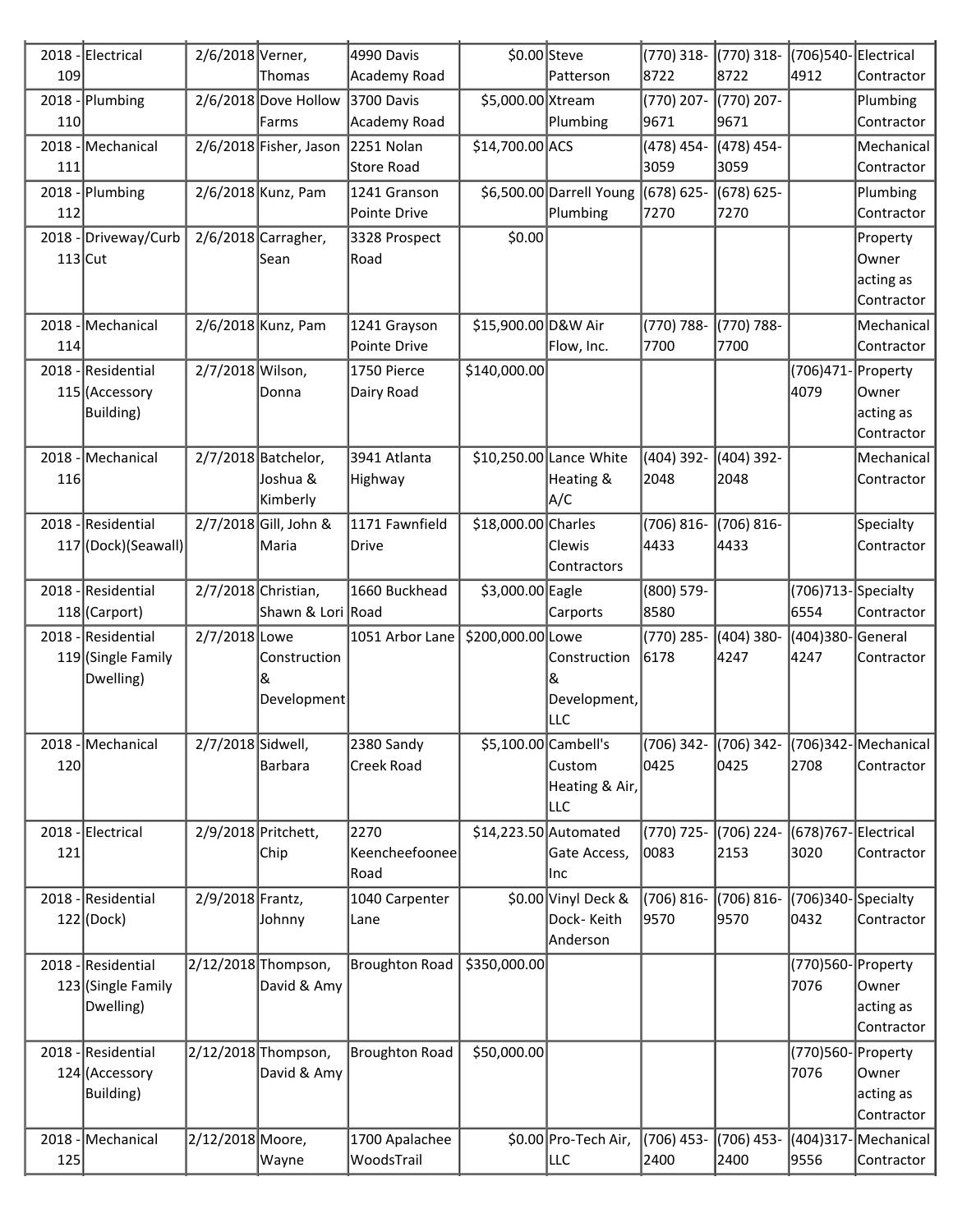| | | | | | | | | | | |
|---|---|---|---|---|---|---|---|---|---|---|
| 2018 - 109 | Electrical | 2/6/2018 | Verner, Thomas | 4990 Davis Academy Road | $0.00 | Steve Patterson | (770) 318-8722 | (770) 318-8722 | (706)540-4912 | Electrical Contractor |
| 2018 - 110 | Plumbing | 2/6/2018 | Dove Hollow Farms | 3700 Davis Academy Road | $5,000.00 | Xtream Plumbing | (770) 207-9671 | (770) 207-9671 | | Plumbing Contractor |
| 2018 - 111 | Mechanical | 2/6/2018 | Fisher, Jason | 2251 Nolan Store Road | $14,700.00 | ACS | (478) 454-3059 | (478) 454-3059 | | Mechanical Contractor |
| 2018 - 112 | Plumbing | 2/6/2018 | Kunz, Pam | 1241 Granson Pointe Drive | $6,500.00 | Darrell Young Plumbing | (678) 625-7270 | (678) 625-7270 | | Plumbing Contractor |
| 2018 - 113 | Driveway/Curb Cut | 2/6/2018 | Carragher, Sean | 3328 Prospect Road | $0.00 | | | | | Property Owner acting as Contractor |
| 2018 - 114 | Mechanical | 2/6/2018 | Kunz, Pam | 1241 Grayson Pointe Drive | $15,900.00 | D&W Air Flow, Inc. | (770) 788-7700 | (770) 788-7700 | | Mechanical Contractor |
| 2018 - 115 | Residential (Accessory Building) | 2/7/2018 | Wilson, Donna | 1750 Pierce Dairy Road | $140,000.00 | | | | (706)471-4079 | Property Owner acting as Contractor |
| 2018 - 116 | Mechanical | 2/7/2018 | Batchelor, Joshua & Kimberly | 3941 Atlanta Highway | $10,250.00 | Lance White Heating & A/C | (404) 392-2048 | (404) 392-2048 | | Mechanical Contractor |
| 2018 - 117 | Residential (Dock)(Seawall) | 2/7/2018 | Gill, John & Maria | 1171 Fawnfield Drive | $18,000.00 | Charles Clewis Contractors | (706) 816-4433 | (706) 816-4433 | | Specialty Contractor |
| 2018 - 118 | Residential (Carport) | 2/7/2018 | Christian, Shawn & Lori | 1660 Buckhead Road | $3,000.00 | Eagle Carports | (800) 579-8580 | | (706)713-6554 | Specialty Contractor |
| 2018 - 119 | Residential (Single Family Dwelling) | 2/7/2018 | Lowe Construction & Development | 1051 Arbor Lane | $200,000.00 | Lowe Construction & Development, LLC | (770) 285-6178 | (404) 380-4247 | (404)380-4247 | General Contractor |
| 2018 - 120 | Mechanical | 2/7/2018 | Sidwell, Barbara | 2380 Sandy Creek Road | $5,100.00 | Cambell's Custom Heating & Air, LLC | (706) 342-0425 | (706) 342-0425 | (706)342-2708 | Mechanical Contractor |
| 2018 - 121 | Electrical | 2/9/2018 | Pritchett, Chip | 2270 Keencheefoonee Road | $14,223.50 | Automated Gate Access, Inc | (770) 725-0083 | (706) 224-2153 | (678)767-3020 | Electrical Contractor |
| 2018 - 122 | Residential (Dock) | 2/9/2018 | Frantz, Johnny | 1040 Carpenter Lane | $0.00 | Vinyl Deck & Dock- Keith Anderson | (706) 816-9570 | (706) 816-9570 | (706)340-0432 | Specialty Contractor |
| 2018 - 123 | Residential (Single Family Dwelling) | 2/12/2018 | Thompson, David & Amy | Broughton Road | $350,000.00 | | | | (770)560-7076 | Property Owner acting as Contractor |
| 2018 - 124 | Residential (Accessory Building) | 2/12/2018 | Thompson, David & Amy | Broughton Road | $50,000.00 | | | | (770)560-7076 | Property Owner acting as Contractor |
| 2018 - 125 | Mechanical | 2/12/2018 | Moore, Wayne | 1700 Apalachee WoodsTrail | $0.00 | Pro-Tech Air, LLC | (706) 453-2400 | (706) 453-2400 | (404)317-9556 | Mechanical Contractor |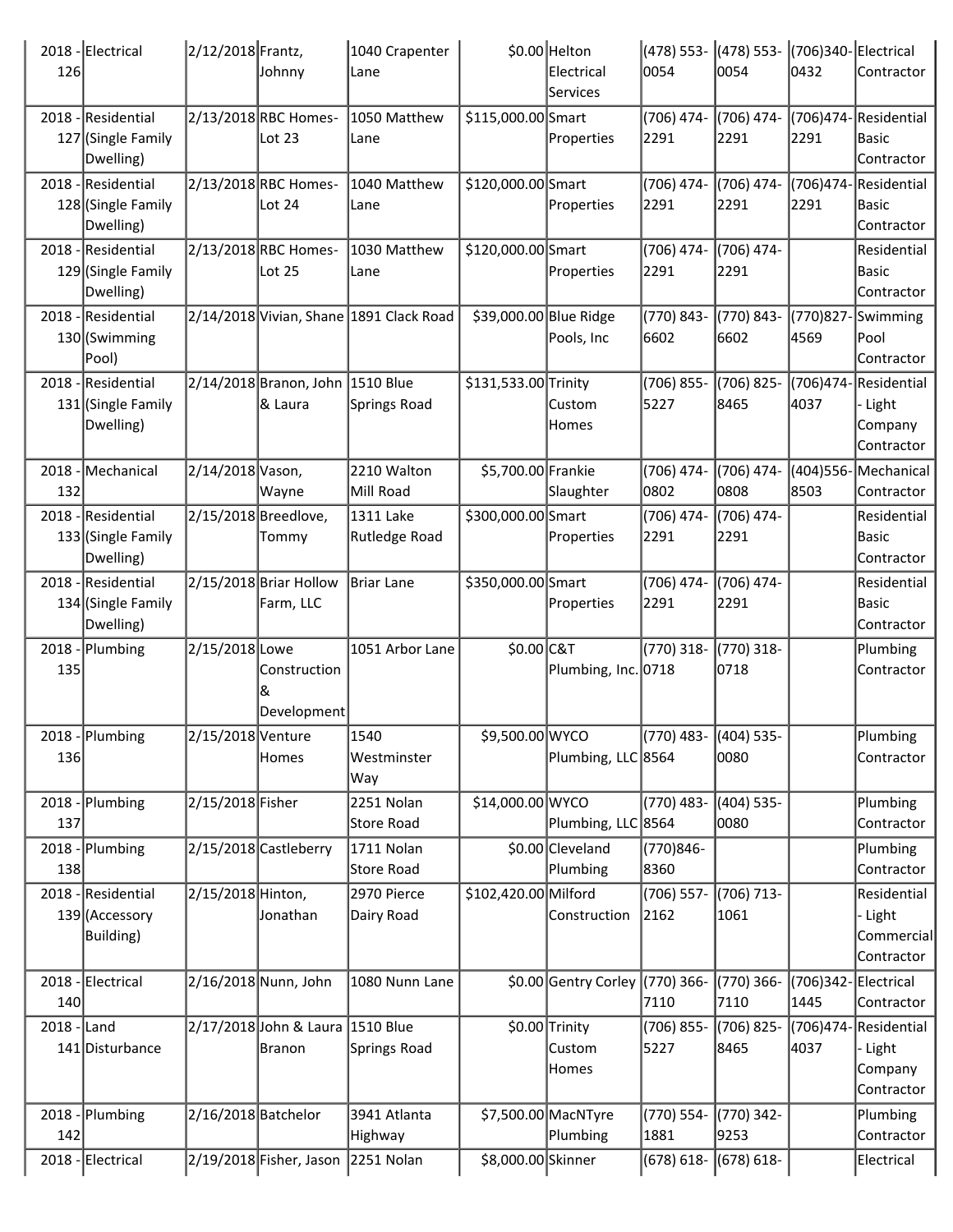| | | | | | | | | | |
|---|---|---|---|---|---|---|---|---|---|
| 2018 - 126 | Electrical | 2/12/2018 | Frantz, Johnny | 1040 Crapenter Lane | $0.00 | Helton Electrical Services | (478) 553-0054 | (478) 553-0054 | (706)340-0432 | Electrical Contractor |
| 2018 - 127 | Residential (Single Family Dwelling) | 2/13/2018 | RBC Homes-Lot 23 | 1050 Matthew Lane | $115,000.00 | Smart Properties | (706) 474-2291 | (706) 474-2291 | (706)474-2291 | Residential Basic Contractor |
| 2018 - 128 | Residential (Single Family Dwelling) | 2/13/2018 | RBC Homes-Lot 24 | 1040 Matthew Lane | $120,000.00 | Smart Properties | (706) 474-2291 | (706) 474-2291 | (706)474-2291 | Residential Basic Contractor |
| 2018 - 129 | Residential (Single Family Dwelling) | 2/13/2018 | RBC Homes-Lot 25 | 1030 Matthew Lane | $120,000.00 | Smart Properties | (706) 474-2291 | (706) 474-2291 | | Residential Basic Contractor |
| 2018 - 130 | Residential (Swimming Pool) | 2/14/2018 | Vivian, Shane | 1891 Clack Road | $39,000.00 | Blue Ridge Pools, Inc | (770) 843-6602 | (770) 843-6602 | (770)827-4569 | Swimming Pool Contractor |
| 2018 - 131 | Residential (Single Family Dwelling) | 2/14/2018 | Branon, John & Laura | 1510 Blue Springs Road | $131,533.00 | Trinity Custom Homes | (706) 855-5227 | (706) 825-8465 | (706)474-4037 | Residential - Light Company Contractor |
| 2018 - 132 | Mechanical | 2/14/2018 | Vason, Wayne | 2210 Walton Mill Road | $5,700.00 | Frankie Slaughter | (706) 474-0802 | (706) 474-0808 | (404)556-8503 | Mechanical Contractor |
| 2018 - 133 | Residential (Single Family Dwelling) | 2/15/2018 | Breedlove, Tommy | 1311 Lake Rutledge Road | $300,000.00 | Smart Properties | (706) 474-2291 | (706) 474-2291 | | Residential Basic Contractor |
| 2018 - 134 | Residential (Single Family Dwelling) | 2/15/2018 | Briar Hollow Farm, LLC | Briar Lane | $350,000.00 | Smart Properties | (706) 474-2291 | (706) 474-2291 | | Residential Basic Contractor |
| 2018 - 135 | Plumbing | 2/15/2018 | Lowe Construction & Development | 1051 Arbor Lane | $0.00 | C&T Plumbing, Inc. | (770) 318-0718 | (770) 318-0718 | | Plumbing Contractor |
| 2018 - 136 | Plumbing | 2/15/2018 | Venture Homes | 1540 Westminster Way | $9,500.00 | WYCO Plumbing, LLC | (770) 483-8564 | (404) 535-0080 | | Plumbing Contractor |
| 2018 - 137 | Plumbing | 2/15/2018 | Fisher | 2251 Nolan Store Road | $14,000.00 | WYCO Plumbing, LLC | (770) 483-8564 | (404) 535-0080 | | Plumbing Contractor |
| 2018 - 138 | Plumbing | 2/15/2018 | Castleberry | 1711 Nolan Store Road | $0.00 | Cleveland Plumbing | (770)846-8360 | | | Plumbing Contractor |
| 2018 - 139 | Residential (Accessory Building) | 2/15/2018 | Hinton, Jonathan | 2970 Pierce Dairy Road | $102,420.00 | Milford Construction | (706) 557-2162 | (706) 713-1061 | | Residential - Light Commercial Contractor |
| 2018 - 140 | Electrical | 2/16/2018 | Nunn, John | 1080 Nunn Lane | $0.00 | Gentry Corley | (770) 366-7110 | (770) 366-7110 | (706)342-1445 | Electrical Contractor |
| 2018 - 141 | Land Disturbance | 2/17/2018 | John & Laura Branon | 1510 Blue Springs Road | $0.00 | Trinity Custom Homes | (706) 855-5227 | (706) 825-8465 | (706)474-4037 | Residential - Light Company Contractor |
| 2018 - 142 | Plumbing | 2/16/2018 | Batchelor | 3941 Atlanta Highway | $7,500.00 | MacNTyre Plumbing | (770) 554-1881 | (770) 342-9253 | | Plumbing Contractor |
| 2018 - | Electrical | 2/19/2018 | Fisher, Jason | 2251 Nolan | $8,000.00 | Skinner | (678) 618- | (678) 618- | | Electrical |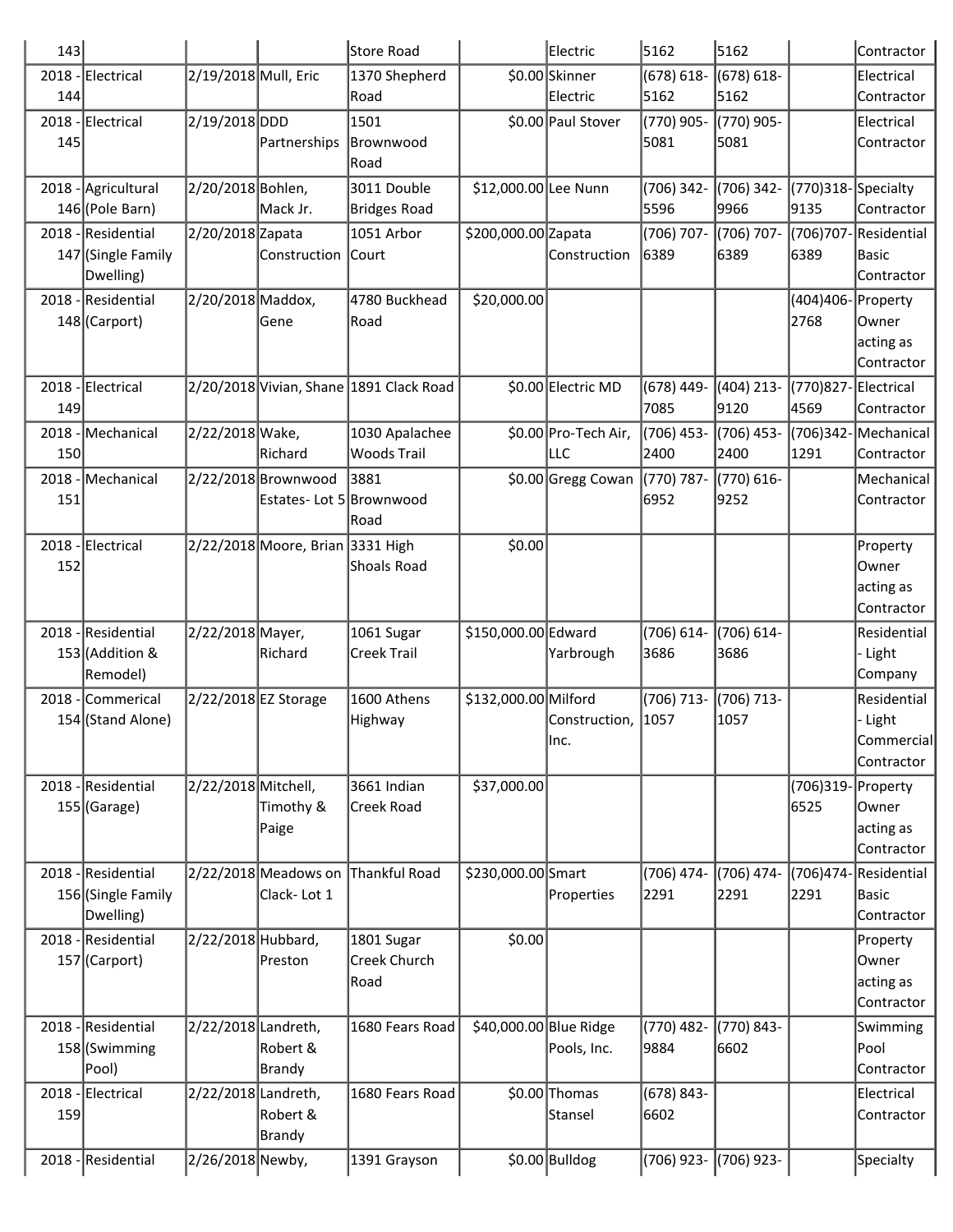| 143 | | | | Store Road | | Electric | 5162 | 5162 | | Contractor |
|---|---|---|---|---|---|---|---|---|---|---|
| 2018 - 144 | Electrical | 2/19/2018 | Mull, Eric | 1370 Shepherd Road | $0.00 | Skinner Electric | (678) 618-5162 | (678) 618-5162 | | Electrical Contractor |
| 2018 - 145 | Electrical | 2/19/2018 | DDD Partnerships | 1501 Brownwood Road | $0.00 | Paul Stover | (770) 905-5081 | (770) 905-5081 | | Electrical Contractor |
| 2018 - 146 | Agricultural (Pole Barn) | 2/20/2018 | Bohlen, Mack Jr. | 3011 Double Bridges Road | $12,000.00 | Lee Nunn | (706) 342-5596 | (706) 342-9966 | (770)318-9135 | Specialty Contractor |
| 2018 - 147 | Residential (Single Family Dwelling) | 2/20/2018 | Zapata Construction | 1051 Arbor Court | $200,000.00 | Zapata Construction | (706) 707-6389 | (706) 707-6389 | (706)707-6389 | Residential Basic Contractor |
| 2018 - 148 | Residential (Carport) | 2/20/2018 | Maddox, Gene | 4780 Buckhead Road | $20,000.00 | | | | (404)406-2768 | Property Owner acting as Contractor |
| 2018 - 149 | Electrical | 2/20/2018 | Vivian, Shane | 1891 Clack Road | $0.00 | Electric MD | (678) 449-7085 | (404) 213-9120 | (770)827-4569 | Electrical Contractor |
| 2018 - 150 | Mechanical | 2/22/2018 | Wake, Richard | 1030 Apalachee Woods Trail | $0.00 | Pro-Tech Air, LLC | (706) 453-2400 | (706) 453-2400 | (706)342-1291 | Mechanical Contractor |
| 2018 - 151 | Mechanical | 2/22/2018 | Brownwood Estates- Lot 5 | 3881 Brownwood Road | $0.00 | Gregg Cowan | (770) 787-6952 | (770) 616-9252 | | Mechanical Contractor |
| 2018 - 152 | Electrical | 2/22/2018 | Moore, Brian | 3331 High Shoals Road | $0.00 | | | | | Property Owner acting as Contractor |
| 2018 - 153 | Residential (Addition & Remodel) | 2/22/2018 | Mayer, Richard | 1061 Sugar Creek Trail | $150,000.00 | Edward Yarbrough | (706) 614-3686 | (706) 614-3686 | | Residential - Light Company |
| 2018 - 154 | Commerical (Stand Alone) | 2/22/2018 | EZ Storage | 1600 Athens Highway | $132,000.00 | Milford Construction, Inc. | (706) 713-1057 | (706) 713-1057 | | Residential - Light Commercial Contractor |
| 2018 - 155 | Residential (Garage) | 2/22/2018 | Mitchell, Timothy & Paige | 3661 Indian Creek Road | $37,000.00 | | | | (706)319-6525 | Property Owner acting as Contractor |
| 2018 - 156 | Residential (Single Family Dwelling) | 2/22/2018 | Meadows on Clack- Lot 1 | Thankful Road | $230,000.00 | Smart Properties | (706) 474-2291 | (706) 474-2291 | (706)474-2291 | Residential Basic Contractor |
| 2018 - 157 | Residential (Carport) | 2/22/2018 | Hubbard, Preston | 1801 Sugar Creek Church Road | $0.00 | | | | | Property Owner acting as Contractor |
| 2018 - 158 | Residential (Swimming Pool) | 2/22/2018 | Landreth, Robert & Brandy | 1680 Fears Road | $40,000.00 | Blue Ridge Pools, Inc. | (770) 482-9884 | (770) 843-6602 | | Swimming Pool Contractor |
| 2018 - 159 | Electrical | 2/22/2018 | Landreth, Robert & Brandy | 1680 Fears Road | $0.00 | Thomas Stansel | (678) 843-6602 | | | Electrical Contractor |
| 2018 - | Residential | 2/26/2018 | Newby, | 1391 Grayson | $0.00 | Bulldog | (706) 923- | (706) 923- | | Specialty |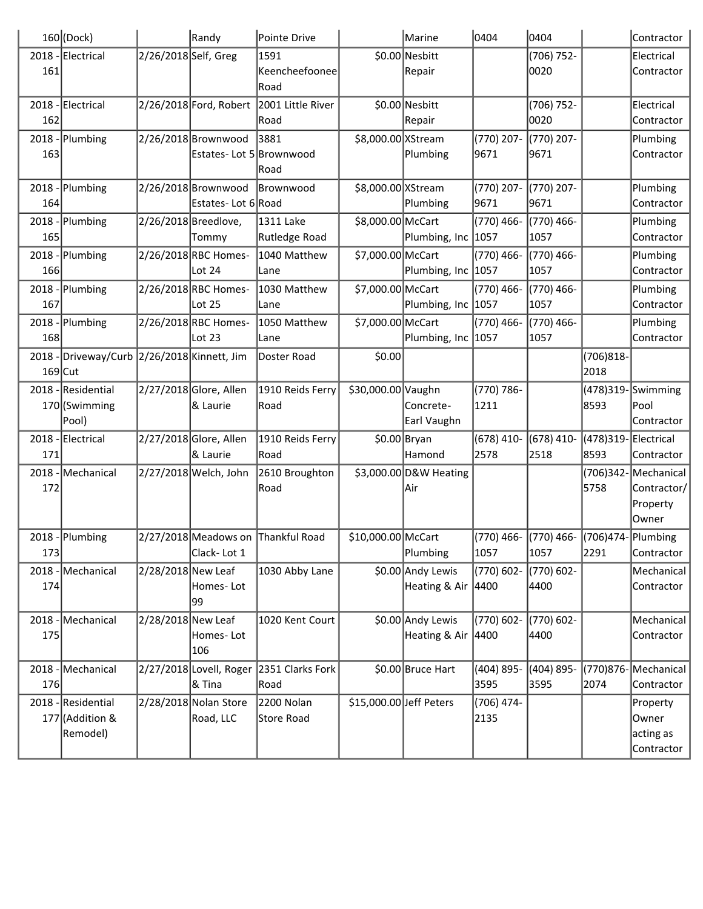| | | | | | | | | | | |
|---|---|---|---|---|---|---|---|---|---|---|
| 160 | (Dock) | | Randy | Pointe Drive | | Marine | 0404 | 0404 | | Contractor |
| 2018 - 161 | Electrical | 2/26/2018 | Self, Greg | 1591 Keencheefoonee Road | $0.00 | Nesbitt Repair | | (706) 752-0020 | | Electrical Contractor |
| 2018 - 162 | Electrical | 2/26/2018 | Ford, Robert | 2001 Little River Road | $0.00 | Nesbitt Repair | | (706) 752-0020 | | Electrical Contractor |
| 2018 - 163 | Plumbing | 2/26/2018 | Brownwood Estates- Lot 5 | 3881 Brownwood Road | $8,000.00 | XStream Plumbing | (770) 207-9671 | (770) 207-9671 | | Plumbing Contractor |
| 2018 - 164 | Plumbing | 2/26/2018 | Brownwood Estates- Lot 6 | Brownwood Road | $8,000.00 | XStream Plumbing | (770) 207-9671 | (770) 207-9671 | | Plumbing Contractor |
| 2018 - 165 | Plumbing | 2/26/2018 | Breedlove, Tommy | 1311 Lake Rutledge Road | $8,000.00 | McCart Plumbing, Inc | (770) 466-1057 | (770) 466-1057 | | Plumbing Contractor |
| 2018 - 166 | Plumbing | 2/26/2018 | RBC Homes- Lot 24 | 1040 Matthew Lane | $7,000.00 | McCart Plumbing, Inc | (770) 466-1057 | (770) 466-1057 | | Plumbing Contractor |
| 2018 - 167 | Plumbing | 2/26/2018 | RBC Homes- Lot 25 | 1030 Matthew Lane | $7,000.00 | McCart Plumbing, Inc | (770) 466-1057 | (770) 466-1057 | | Plumbing Contractor |
| 2018 - 168 | Plumbing | 2/26/2018 | RBC Homes- Lot 23 | 1050 Matthew Lane | $7,000.00 | McCart Plumbing, Inc | (770) 466-1057 | (770) 466-1057 | | Plumbing Contractor |
| 2018 - 169 | Driveway/Curb Cut | 2/26/2018 | Kinnett, Jim | Doster Road | $0.00 | | | | (706)818-2018 | |
| 2018 - 170 | Residential (Swimming Pool) | 2/27/2018 | Glore, Allen & Laurie | 1910 Reids Ferry Road | $30,000.00 | Vaughn Concrete- Earl Vaughn | (770) 786-1211 | | (478)319-8593 | Swimming Pool Contractor |
| 2018 - 171 | Electrical | 2/27/2018 | Glore, Allen & Laurie | 1910 Reids Ferry Road | $0.00 | Bryan Hamond | (678) 410-2578 | (678) 410-2518 | (478)319-8593 | Electrical Contractor |
| 2018 - 172 | Mechanical | 2/27/2018 | Welch, John | 2610 Broughton Road | $3,000.00 | D&W Heating Air | | | (706)342-5758 | Mechanical Contractor/ Property Owner |
| 2018 - 173 | Plumbing | 2/27/2018 | Meadows on Clack- Lot 1 | Thankful Road | $10,000.00 | McCart Plumbing | (770) 466-1057 | (770) 466-1057 | (706)474-2291 | Plumbing Contractor |
| 2018 - 174 | Mechanical | 2/28/2018 | New Leaf Homes- Lot 99 | 1030 Abby Lane | $0.00 | Andy Lewis Heating & Air | (770) 602-4400 | (770) 602-4400 | | Mechanical Contractor |
| 2018 - 175 | Mechanical | 2/28/2018 | New Leaf Homes- Lot 106 | 1020 Kent Court | $0.00 | Andy Lewis Heating & Air | (770) 602-4400 | (770) 602-4400 | | Mechanical Contractor |
| 2018 - 176 | Mechanical | 2/27/2018 | Lovell, Roger & Tina | 2351 Clarks Fork Road | $0.00 | Bruce Hart | (404) 895-3595 | (404) 895-3595 | (770)876-2074 | Mechanical Contractor |
| 2018 - 177 | Residential (Addition & Remodel) | 2/28/2018 | Nolan Store Road, LLC | 2200 Nolan Store Road | $15,000.00 | Jeff Peters | (706) 474-2135 | | | Property Owner acting as Contractor |